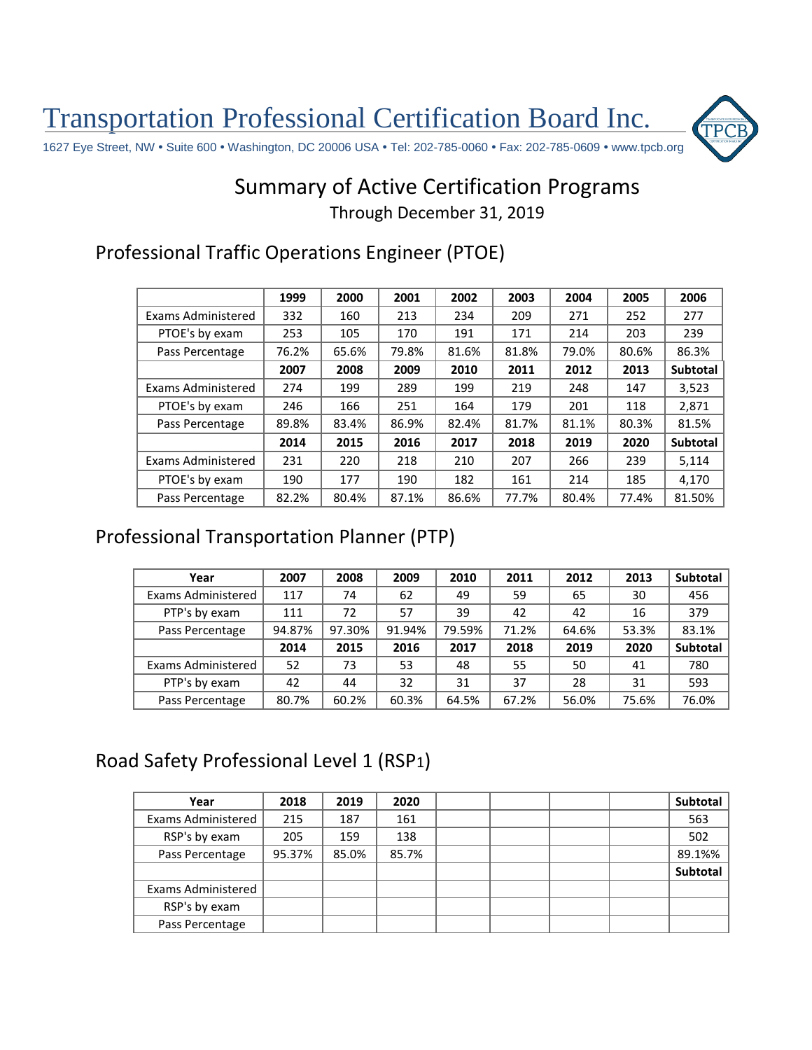# Transportation Professional Certification Board Inc.

1627 Eye Street, NW • Suite 600 • Washington, DC 20006 USA • Tel: 202-785-0060 • Fax: 202-785-0609 • www.tpcb.org

## Summary of Active Certification Programs

Through December 31, 2019

### Professional Traffic Operations Engineer (PTOE)

| | 1999 | 2000 | 2001 | 2002 | 2003 | 2004 | 2005 | 2006 |
|---|---|---|---|---|---|---|---|---|
| Exams Administered | 332 | 160 | 213 | 234 | 209 | 271 | 252 | 277 |
| PTOE's by exam | 253 | 105 | 170 | 191 | 171 | 214 | 203 | 239 |
| Pass Percentage | 76.2% | 65.6% | 79.8% | 81.6% | 81.8% | 79.0% | 80.6% | 86.3% |
| | **2007** | **2008** | **2009** | **2010** | **2011** | **2012** | **2013** | **Subtotal** |
| Exams Administered | 274 | 199 | 289 | 199 | 219 | 248 | 147 | 3,523 |
| PTOE's by exam | 246 | 166 | 251 | 164 | 179 | 201 | 118 | 2,871 |
| Pass Percentage | 89.8% | 83.4% | 86.9% | 82.4% | 81.7% | 81.1% | 80.3% | 81.5% |
| | **2014** | **2015** | **2016** | **2017** | **2018** | **2019** | **2020** | **Subtotal** |
| Exams Administered | 231 | 220 | 218 | 210 | 207 | 266 | 239 | 5,114 |
| PTOE's by exam | 190 | 177 | 190 | 182 | 161 | 214 | 185 | 4,170 |
| Pass Percentage | 82.2% | 80.4% | 87.1% | 86.6% | 77.7% | 80.4% | 77.4% | 81.50% |

### Professional Transportation Planner (PTP)

| Year | 2007 | 2008 | 2009 | 2010 | 2011 | 2012 | 2013 | Subtotal |
|---|---|---|---|---|---|---|---|---|
| Exams Administered | 117 | 74 | 62 | 49 | 59 | 65 | 30 | 456 |
| PTP's by exam | 111 | 72 | 57 | 39 | 42 | 42 | 16 | 379 |
| Pass Percentage | 94.87% | 97.30% | 91.94% | 79.59% | 71.2% | 64.6% | 53.3% | 83.1% |
| | **2014** | **2015** | **2016** | **2017** | **2018** | **2019** | **2020** | **Subtotal** |
| Exams Administered | 52 | 73 | 53 | 48 | 55 | 50 | 41 | 780 |
| PTP's by exam | 42 | 44 | 32 | 31 | 37 | 28 | 31 | 593 |
| Pass Percentage | 80.7% | 60.2% | 60.3% | 64.5% | 67.2% | 56.0% | 75.6% | 76.0% |

### Road Safety Professional Level 1 (RSP1)

| Year | 2018 | 2019 | 2020 | | | | | Subtotal |
|---|---|---|---|---|---|---|---|---|
| Exams Administered | 215 | 187 | 161 | | | | | 563 |
| RSP's by exam | 205 | 159 | 138 | | | | | 502 |
| Pass Percentage | 95.37% | 85.0% | 85.7% | | | | | 89.1%% |
| | | | | | | | | **Subtotal** |
| Exams Administered | | | | | | | | |
| RSP's by exam | | | | | | | | |
| Pass Percentage | | | | | | | | |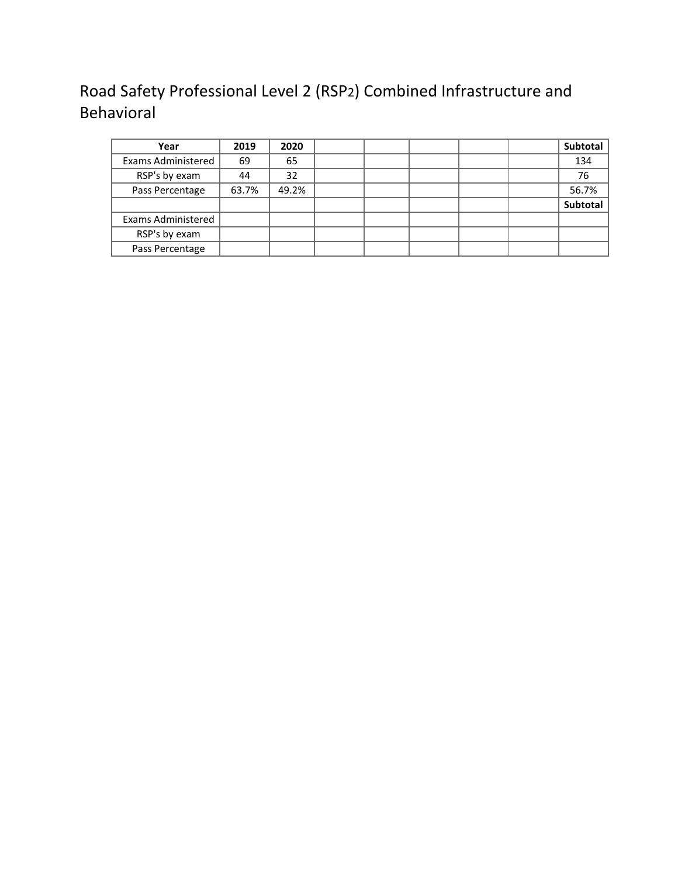# Road Safety Professional Level 2 (RSP2) Combined Infrastructure and Behavioral

| Year | 2019 | 2020 | | | | | | Subtotal |
|---|---|---|---|---|---|---|---|---|
| Exams Administered | 69 | 65 | | | | | | 134 |
| RSP's by exam | 44 | 32 | | | | | | 76 |
| Pass Percentage | 63.7% | 49.2% | | | | | | 56.7% |
| | | | | | | | | **Subtotal** |
| Exams Administered | | | | | | | | |
| RSP's by exam | | | | | | | | |
| Pass Percentage | | | | | | | | |